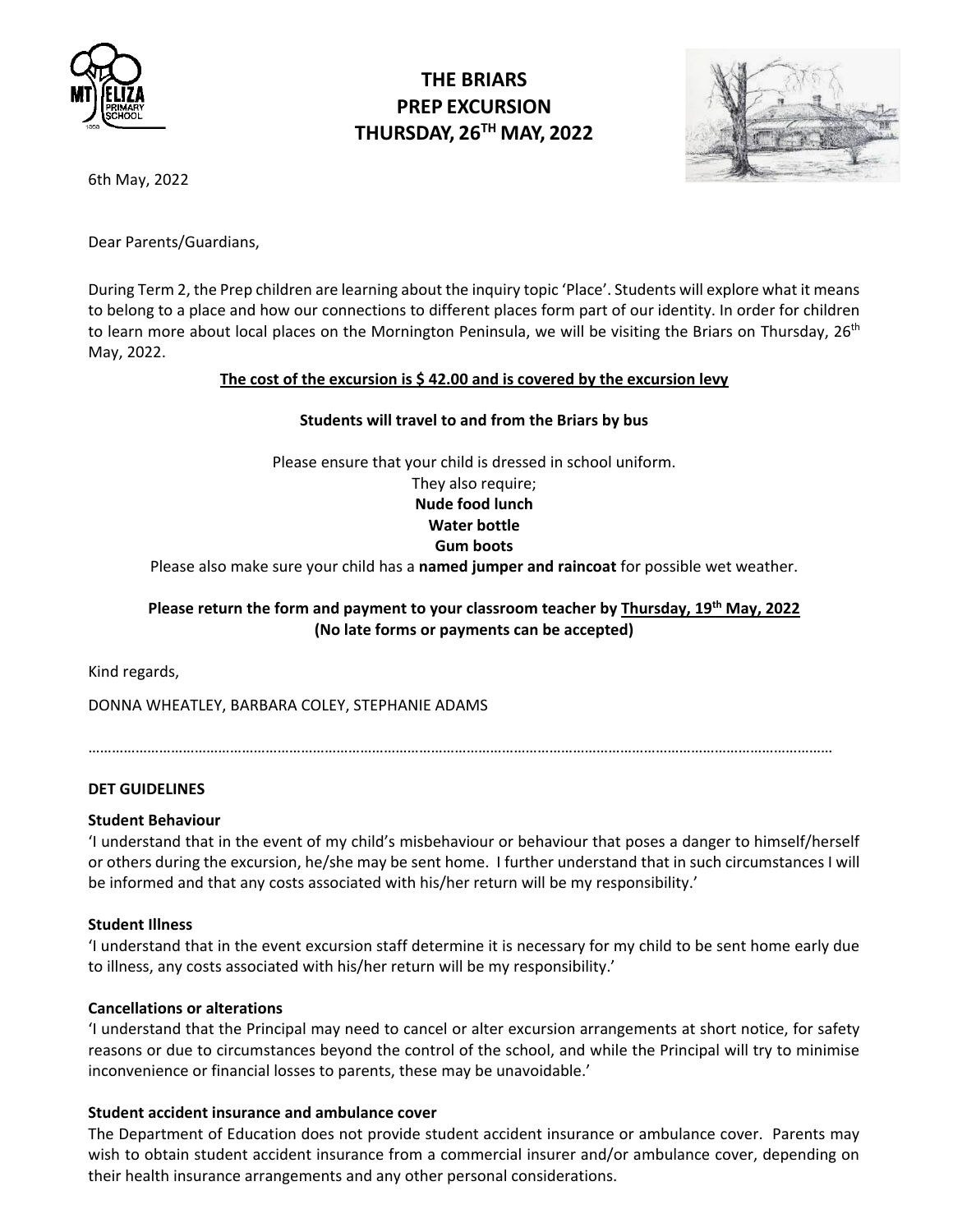# THE BRIARS
# PREP EXCURSION
# THURSDAY, 26TH MAY, 2022

6th May, 2022

Dear Parents/Guardians,

During Term 2, the Prep children are learning about the inquiry topic 'Place'. Students will explore what it means to belong to a place and how our connections to different places form part of our identity. In order for children to learn more about local places on the Mornington Peninsula, we will be visiting the Briars on Thursday, 26th May, 2022.

**The cost of the excursion is $ 42.00 and is covered by the excursion levy**

**Students will travel to and from the Briars by bus**

Please ensure that your child is dressed in school uniform.
They also require;
**Nude food lunch**
**Water bottle**
**Gum boots**
Please also make sure your child has a **named jumper and raincoat** for possible wet weather.

**Please return the form and payment to your classroom teacher by Thursday, 19th May, 2022**
**(No late forms or payments can be accepted)**

Kind regards,

DONNA WHEATLEY, BARBARA COLEY, STEPHANIE ADAMS

…………………………………………………………………………………………………………………………………………………………………

**DET GUIDELINES**

**Student Behaviour**
'I understand that in the event of my child's misbehaviour or behaviour that poses a danger to himself/herself or others during the excursion, he/she may be sent home. I further understand that in such circumstances I will be informed and that any costs associated with his/her return will be my responsibility.'

**Student Illness**
'I understand that in the event excursion staff determine it is necessary for my child to be sent home early due to illness, any costs associated with his/her return will be my responsibility.'

**Cancellations or alterations**
'I understand that the Principal may need to cancel or alter excursion arrangements at short notice, for safety reasons or due to circumstances beyond the control of the school, and while the Principal will try to minimise inconvenience or financial losses to parents, these may be unavoidable.'

**Student accident insurance and ambulance cover**
The Department of Education does not provide student accident insurance or ambulance cover. Parents may wish to obtain student accident insurance from a commercial insurer and/or ambulance cover, depending on their health insurance arrangements and any other personal considerations.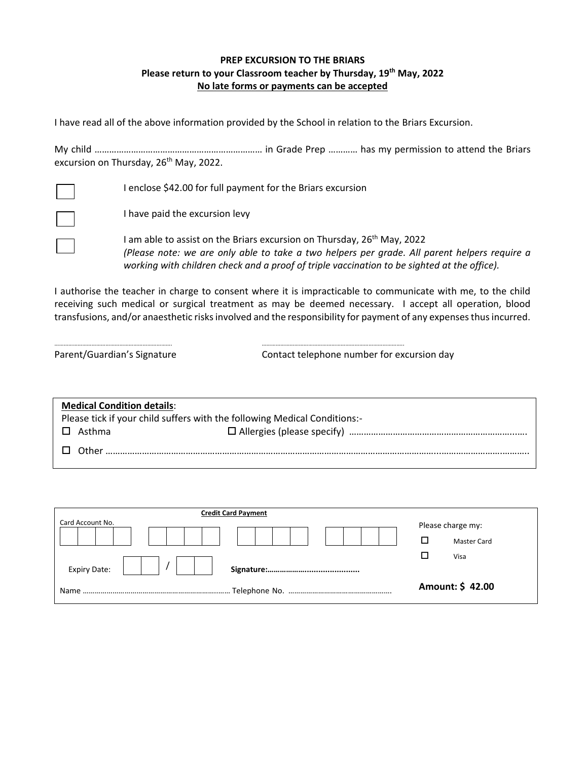**PREP EXCURSION TO THE BRIARS**

**Please return to your Classroom teacher by Thursday, 19th May, 2022**

**No late forms or payments can be accepted**

I have read all of the above information provided by the School in relation to the Briars Excursion.

My child …………………………………………………………… in Grade Prep ………… has my permission to attend the Briars excursion on Thursday, 26th May, 2022.

☐ I enclose $42.00 for full payment for the Briars excursion

☐ I have paid the excursion levy

☐ I am able to assist on the Briars excursion on Thursday, 26th May, 2022
*(Please note: we are only able to take a two helpers per grade. All parent helpers require a working with children check and a proof of triple vaccination to be sighted at the office).*

I authorise the teacher in charge to consent where it is impracticable to communicate with me, to the child receiving such medical or surgical treatment as may be deemed necessary. I accept all operation, blood transfusions, and/or anaesthetic risks involved and the responsibility for payment of any expenses thus incurred.

……………………………………… ………………………………………………
Parent/Guardian's Signature Contact telephone number for excursion day

**Medical Condition details**:

Please tick if your child suffers with the following Medical Conditions:-

☐ Asthma ☐ Allergies (please specify) ……………………………………………………………

☐ Other ……………………………………………………………………………………………………………………

**Credit Card Payment**

Card Account No. ☐☐☐☐ ☐☐☐☐ ☐☐☐☐ ☐☐☐☐

Expiry Date: ☐☐ / ☐☐ **Signature:……………………………………**

Name ……………………………………………………… Telephone No. ……………………………………………

Please charge my:

☐ Master Card

☐ Visa

**Amount: $ 42.00**